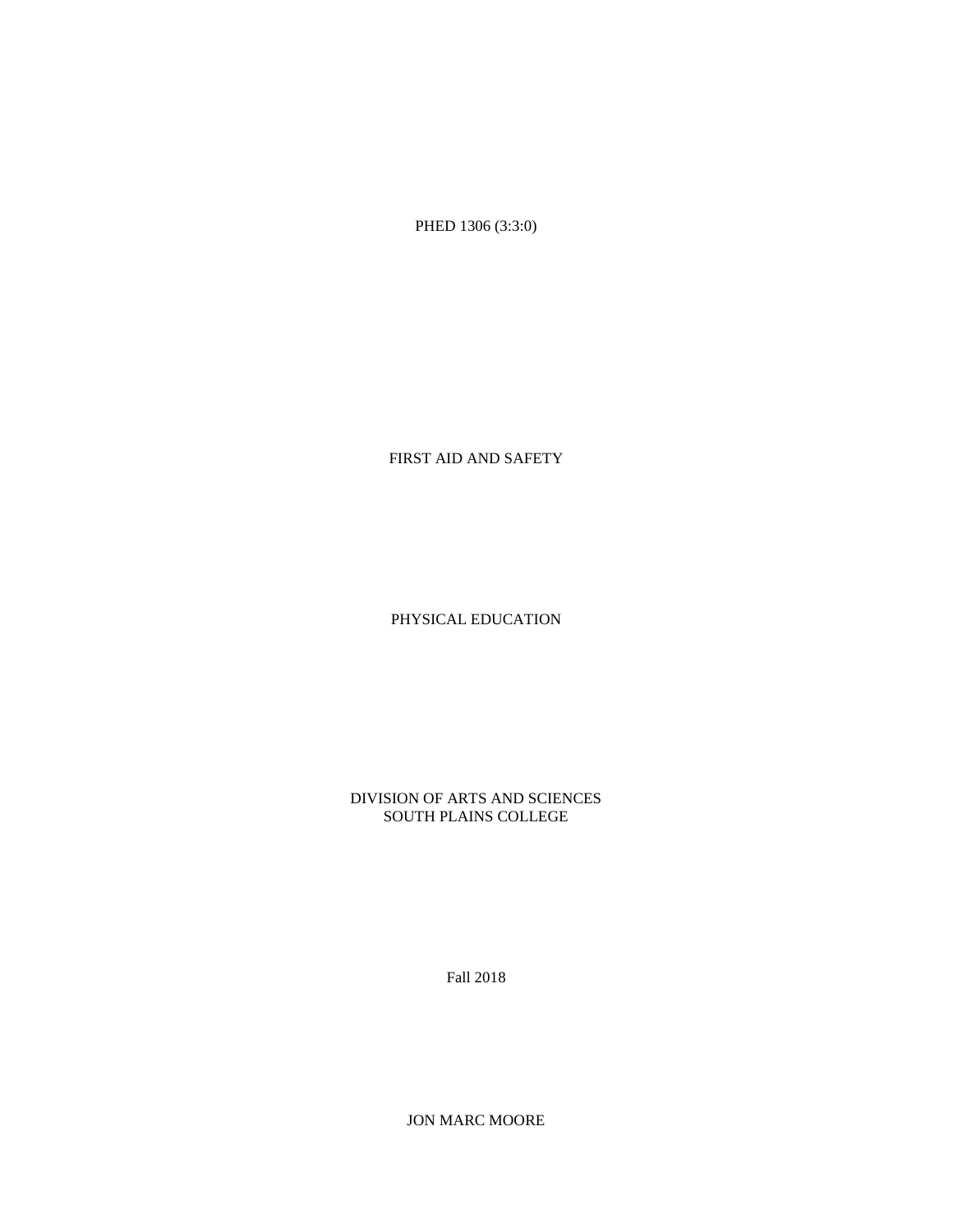PHED 1306 (3:3:0)

FIRST AID AND SAFETY

PHYSICAL EDUCATION

DIVISION OF ARTS AND SCIENCES
SOUTH PLAINS COLLEGE

Fall 2018

JON MARC MOORE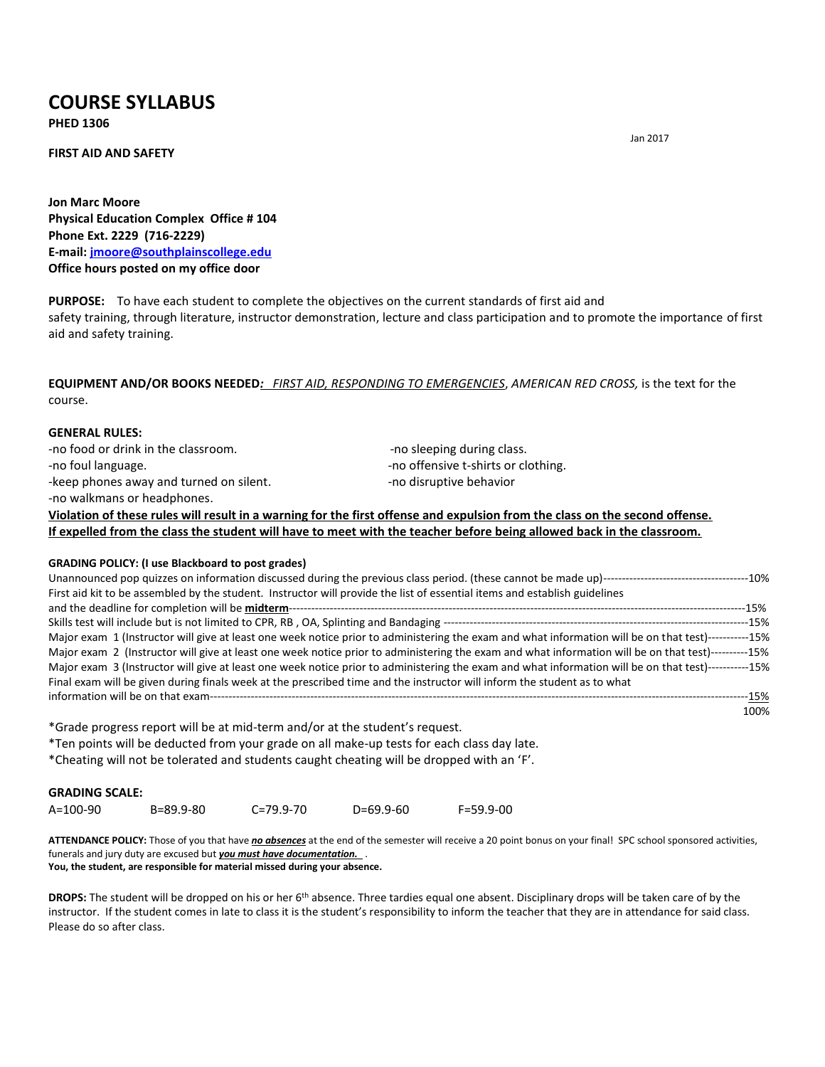# COURSE SYLLABUS

**PHED 1306**

Jan 2017

**FIRST AID AND SAFETY**

**Jon Marc Moore**
**Physical Education Complex Office # 104**
**Phone Ext. 2229 (716-2229)**
**E-mail: jmoore@southplainscollege.edu**
**Office hours posted on my office door**

**PURPOSE:** To have each student to complete the objectives on the current standards of first aid and safety training, through literature, instructor demonstration, lecture and class participation and to promote the importance of first aid and safety training.

**EQUIPMENT AND/OR BOOKS NEEDED:** *FIRST AID, RESPONDING TO EMERGENCIES*, *AMERICAN RED CROSS,* is the text for the course.

**GENERAL RULES:**

-no food or drink in the classroom.
-no foul language.
-keep phones away and turned on silent.
-no walkmans or headphones.
-no sleeping during class.
-no offensive t-shirts or clothing.
-no disruptive behavior

**Violation of these rules will result in a warning for the first offense and expulsion from the class on the second offense. If expelled from the class the student will have to meet with the teacher before being allowed back in the classroom.**

**GRADING POLICY: (I use Blackboard to post grades)**

| | |
|---|---|
| Unannounced pop quizzes on information discussed during the previous class period. (these cannot be made up) | 10% |
| First aid kit to be assembled by the student. Instructor will provide the list of essential items and establish guidelines and the deadline for completion will be **midterm** | 15% |
| Skills test will include but is not limited to CPR, RB , OA, Splinting and Bandaging | 15% |
| Major exam 1 (Instructor will give at least one week notice prior to administering the exam and what information will be on that test) | 15% |
| Major exam 2 (Instructor will give at least one week notice prior to administering the exam and what information will be on that test) | 15% |
| Major exam 3 (Instructor will give at least one week notice prior to administering the exam and what information will be on that test) | 15% |
| Final exam will be given during finals week at the prescribed time and the instructor will inform the student as to what information will be on that exam | 15% |
| | 100% |

*Grade progress report will be at mid-term and/or at the student's request.
*Ten points will be deducted from your grade on all make-up tests for each class day late.
*Cheating will not be tolerated and students caught cheating will be dropped with an 'F'.

**GRADING SCALE:**

| A=100-90 | B=89.9-80 | C=79.9-70 | D=69.9-60 | F=59.9-00 |
|---|---|---|---|---|

**ATTENDANCE POLICY:** Those of you that have ***no absences*** at the end of the semester will receive a 20 point bonus on your final! SPC school sponsored activities, funerals and jury duty are excused but ***you must have documentation.*** .
**You, the student, are responsible for material missed during your absence.**

**DROPS:** The student will be dropped on his or her 6th absence. Three tardies equal one absent. Disciplinary drops will be taken care of by the instructor. If the student comes in late to class it is the student's responsibility to inform the teacher that they are in attendance for said class. Please do so after class.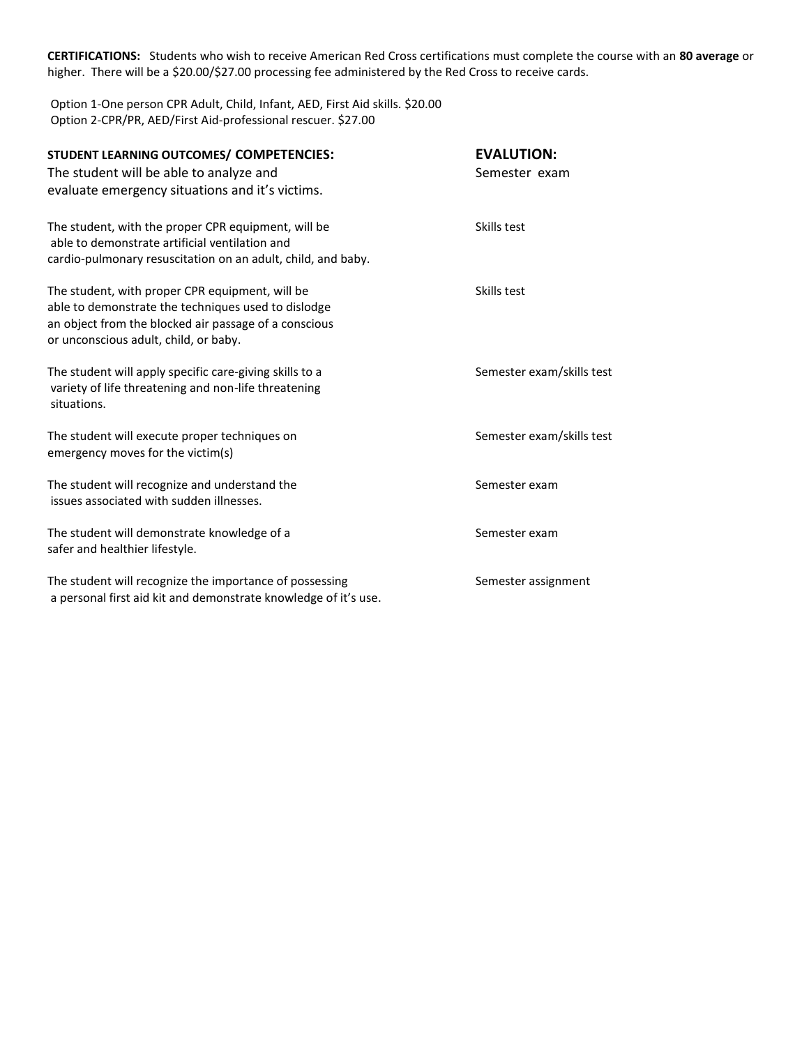**CERTIFICATIONS:** Students who wish to receive American Red Cross certifications must complete the course with an **80 average** or higher. There will be a $20.00/$27.00 processing fee administered by the Red Cross to receive cards.

Option 1-One person CPR Adult, Child, Infant, AED, First Aid skills. $20.00
Option 2-CPR/PR, AED/First Aid-professional rescuer. $27.00

| **STUDENT LEARNING OUTCOMES/ COMPETENCIES:** | **EVALUTION:** |
|---|---|
| The student will be able to analyze and evaluate emergency situations and it's victims. | Semester exam |
| The student, with the proper CPR equipment, will be able to demonstrate artificial ventilation and cardio-pulmonary resuscitation on an adult, child, and baby. | Skills test |
| The student, with proper CPR equipment, will be able to demonstrate the techniques used to dislodge an object from the blocked air passage of a conscious or unconscious adult, child, or baby. | Skills test |
| The student will apply specific care-giving skills to a variety of life threatening and non-life threatening situations. | Semester exam/skills test |
| The student will execute proper techniques on emergency moves for the victim(s) | Semester exam/skills test |
| The student will recognize and understand the issues associated with sudden illnesses. | Semester exam |
| The student will demonstrate knowledge of a safer and healthier lifestyle. | Semester exam |
| The student will recognize the importance of possessing a personal first aid kit and demonstrate knowledge of it's use. | Semester assignment |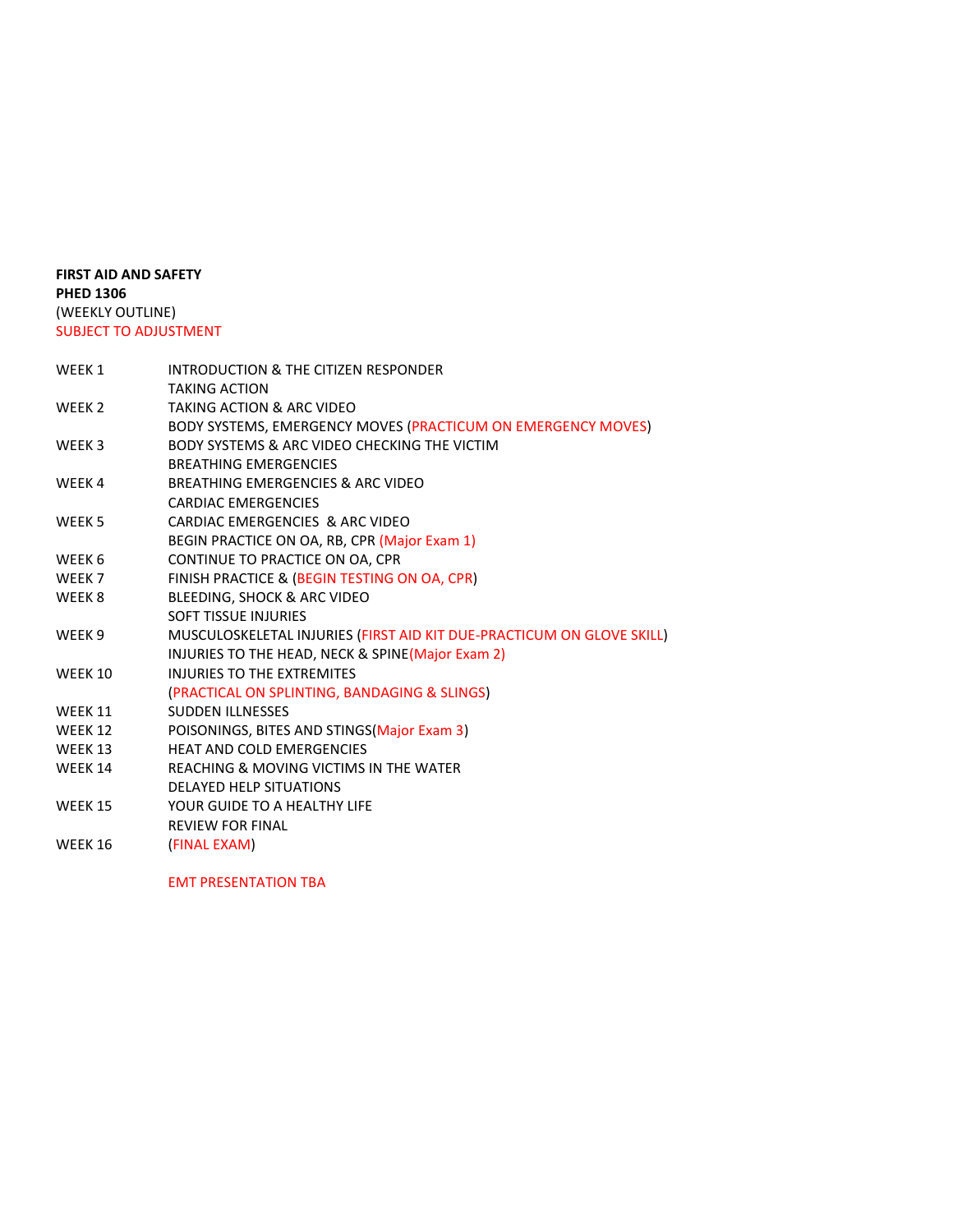**FIRST AID AND SAFETY**
**PHED 1306**
(WEEKLY OUTLINE)
SUBJECT TO ADJUSTMENT

| | |
|---|---|
| WEEK 1 | INTRODUCTION & THE CITIZEN RESPONDER |
| | TAKING ACTION |
| WEEK 2 | TAKING ACTION & ARC VIDEO |
| | BODY SYSTEMS, EMERGENCY MOVES (PRACTICUM ON EMERGENCY MOVES) |
| WEEK 3 | BODY SYSTEMS & ARC VIDEO CHECKING THE VICTIM |
| | BREATHING EMERGENCIES |
| WEEK 4 | BREATHING EMERGENCIES & ARC VIDEO |
| | CARDIAC EMERGENCIES |
| WEEK 5 | CARDIAC EMERGENCIES & ARC VIDEO |
| | BEGIN PRACTICE ON OA, RB, CPR (Major Exam 1) |
| WEEK 6 | CONTINUE TO PRACTICE ON OA, CPR |
| WEEK 7 | FINISH PRACTICE & (BEGIN TESTING ON OA, CPR) |
| WEEK 8 | BLEEDING, SHOCK & ARC VIDEO |
| | SOFT TISSUE INJURIES |
| WEEK 9 | MUSCULOSKELETAL INJURIES (FIRST AID KIT DUE-PRACTICUM ON GLOVE SKILL) |
| | INJURIES TO THE HEAD, NECK & SPINE(Major Exam 2) |
| WEEK 10 | INJURIES TO THE EXTREMITES |
| | (PRACTICAL ON SPLINTING, BANDAGING & SLINGS) |
| WEEK 11 | SUDDEN ILLNESSES |
| WEEK 12 | POISONINGS, BITES AND STINGS(Major Exam 3) |
| WEEK 13 | HEAT AND COLD EMERGENCIES |
| WEEK 14 | REACHING & MOVING VICTIMS IN THE WATER |
| | DELAYED HELP SITUATIONS |
| WEEK 15 | YOUR GUIDE TO A HEALTHY LIFE |
| | REVIEW FOR FINAL |
| WEEK 16 | (FINAL EXAM) |

EMT PRESENTATION TBA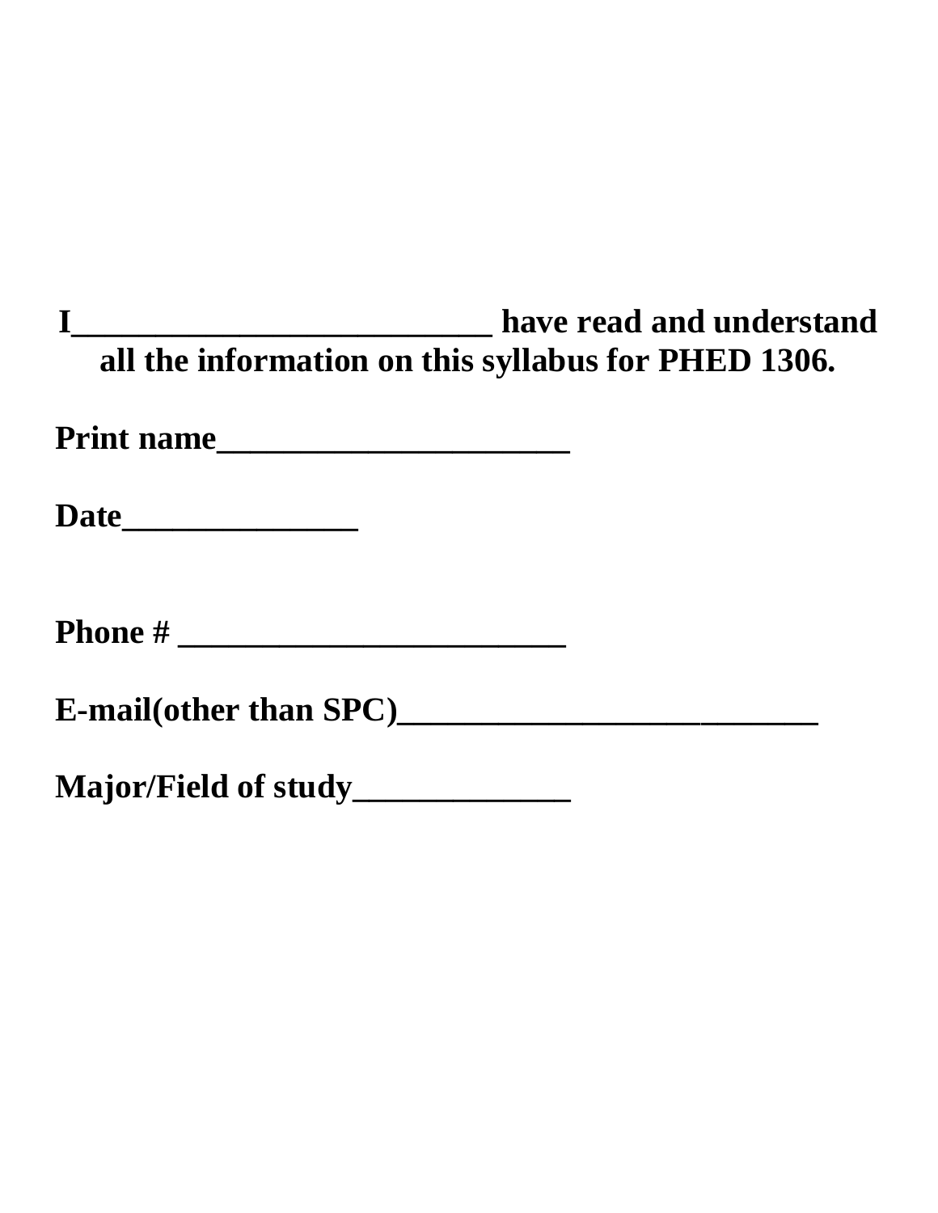**I_________________________ have read and understand all the information on this syllabus for PHED 1306.**

**Print name_____________________**

**Date______________**

**Phone # _______________________**

**E-mail(other than SPC)_________________________**

**Major/Field of study_____________**